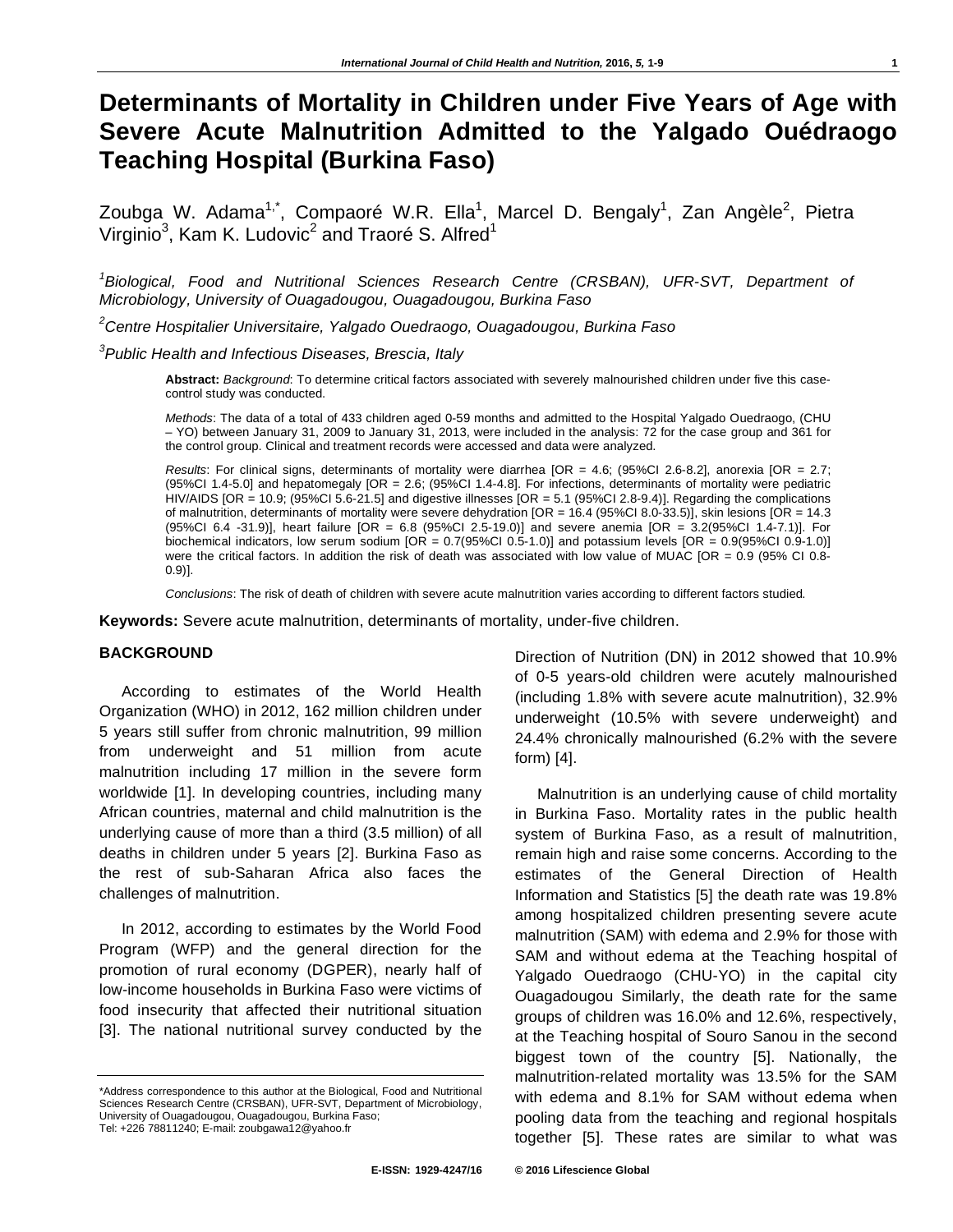# Determinants of Mortality in Children under Five Years of Age with Severe Acute Malnutrition Admitted to the Yalgado Ouédraogo Teaching Hospital (Burkina Faso)

Zoubga W. Adama[1,*], Compaoré W.R. Ella[1], Marcel D. Bengaly[1], Zan Angèle[2], Pietra Virginio[3], Kam K. Ludovic[2] and Traoré S. Alfred[1]

[1] *Biological, Food and Nutritional Sciences Research Centre (CRSBAN), UFR-SVT, Department of Microbiology, University of Ouagadougou, Ouagadougou, Burkina Faso*

[2] *Centre Hospitalier Universitaire, Yalgado Ouedraogo, Ouagadougou, Burkina Faso*

[3] *Public Health and Infectious Diseases, Brescia, Italy*

**Abstract:** *Background*: To determine critical factors associated with severely malnourished children under five this case-control study was conducted.

*Methods*: The data of a total of 433 children aged 0-59 months and admitted to the Hospital Yalgado Ouedraogo, (CHU – YO) between January 31, 2009 to January 31, 2013, were included in the analysis: 72 for the case group and 361 for the control group. Clinical and treatment records were accessed and data were analyzed.

*Results*: For clinical signs, determinants of mortality were diarrhea [OR = 4.6; (95%CI 2.6-8.2], anorexia [OR = 2.7; (95%CI 1.4-5.0] and hepatomegaly [OR = 2.6; (95%CI 1.4-4.8]. For infections, determinants of mortality were pediatric HIV/AIDS [OR = 10.9; (95%CI 5.6-21.5] and digestive illnesses [OR = 5.1 (95%CI 2.8-9.4)]. Regarding the complications of malnutrition, determinants of mortality were severe dehydration [OR = 16.4 (95%CI 8.0-33.5)], skin lesions [OR = 14.3 (95%CI 6.4 -31.9)], heart failure [OR = 6.8 (95%CI 2.5-19.0)] and severe anemia [OR = 3.2(95%CI 1.4-7.1)]. For biochemical indicators, low serum sodium [OR = 0.7(95%CI 0.5-1.0)] and potassium levels [OR = 0.9(95%CI 0.9-1.0)] were the critical factors. In addition the risk of death was associated with low value of MUAC [OR = 0.9 (95% CI 0.8-0.9)].

*Conclusions*: The risk of death of children with severe acute malnutrition varies according to different factors studied.

**Keywords:** Severe acute malnutrition, determinants of mortality, under-five children.

## BACKGROUND

According to estimates of the World Health Organization (WHO) in 2012, 162 million children under 5 years still suffer from chronic malnutrition, 99 million from underweight and 51 million from acute malnutrition including 17 million in the severe form worldwide [1]. In developing countries, including many African countries, maternal and child malnutrition is the underlying cause of more than a third (3.5 million) of all deaths in children under 5 years [2]. Burkina Faso as the rest of sub-Saharan Africa also faces the challenges of malnutrition.

In 2012, according to estimates by the World Food Program (WFP) and the general direction for the promotion of rural economy (DGPER), nearly half of low-income households in Burkina Faso were victims of food insecurity that affected their nutritional situation [3]. The national nutritional survey conducted by the Direction of Nutrition (DN) in 2012 showed that 10.9% of 0-5 years-old children were acutely malnourished (including 1.8% with severe acute malnutrition), 32.9% underweight (10.5% with severe underweight) and 24.4% chronically malnourished (6.2% with the severe form) [4].

Malnutrition is an underlying cause of child mortality in Burkina Faso. Mortality rates in the public health system of Burkina Faso, as a result of malnutrition, remain high and raise some concerns. According to the estimates of the General Direction of Health Information and Statistics [5] the death rate was 19.8% among hospitalized children presenting severe acute malnutrition (SAM) with edema and 2.9% for those with SAM and without edema at the Teaching hospital of Yalgado Ouedraogo (CHU-YO) in the capital city Ouagadougou Similarly, the death rate for the same groups of children was 16.0% and 12.6%, respectively, at the Teaching hospital of Souro Sanou in the second biggest town of the country [5]. Nationally, the malnutrition-related mortality was 13.5% for the SAM with edema and 8.1% for SAM without edema when pooling data from the teaching and regional hospitals together [5]. These rates are similar to what was

*Address correspondence to this author at the Biological, Food and Nutritional Sciences Research Centre (CRSBAN), UFR-SVT, Department of Microbiology, University of Ouagadougou, Ouagadougou, Burkina Faso; Tel: +226 78811240; E-mail: zoubgawa12@yahoo.fr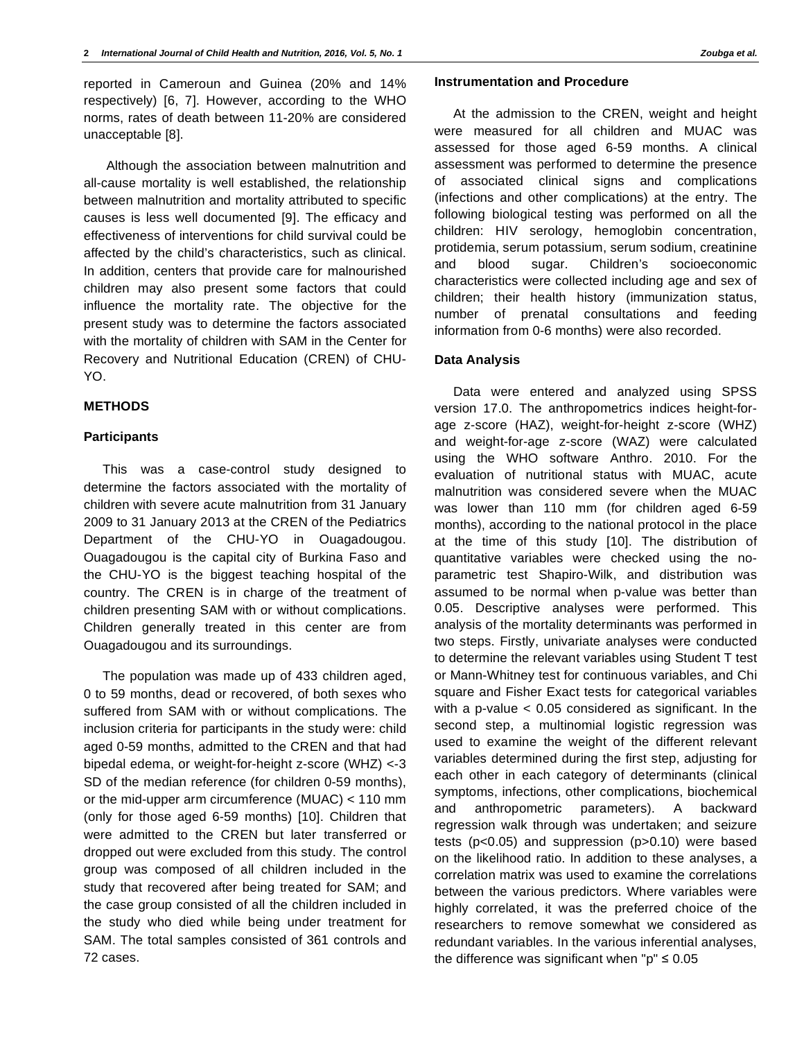reported in Cameroun and Guinea (20% and 14% respectively) [6, 7]. However, according to the WHO norms, rates of death between 11-20% are considered unacceptable [8].

Although the association between malnutrition and all-cause mortality is well established, the relationship between malnutrition and mortality attributed to specific causes is less well documented [9]. The efficacy and effectiveness of interventions for child survival could be affected by the child's characteristics, such as clinical. In addition, centers that provide care for malnourished children may also present some factors that could influence the mortality rate. The objective for the present study was to determine the factors associated with the mortality of children with SAM in the Center for Recovery and Nutritional Education (CREN) of CHU-YO.

## METHODS

### Participants

This was a case-control study designed to determine the factors associated with the mortality of children with severe acute malnutrition from 31 January 2009 to 31 January 2013 at the CREN of the Pediatrics Department of the CHU-YO in Ouagadougou. Ouagadougou is the capital city of Burkina Faso and the CHU-YO is the biggest teaching hospital of the country. The CREN is in charge of the treatment of children presenting SAM with or without complications. Children generally treated in this center are from Ouagadougou and its surroundings.

The population was made up of 433 children aged, 0 to 59 months, dead or recovered, of both sexes who suffered from SAM with or without complications. The inclusion criteria for participants in the study were: child aged 0-59 months, admitted to the CREN and that had bipedal edema, or weight-for-height z-score (WHZ) <-3 SD of the median reference (for children 0-59 months), or the mid-upper arm circumference (MUAC) < 110 mm (only for those aged 6-59 months) [10]. Children that were admitted to the CREN but later transferred or dropped out were excluded from this study. The control group was composed of all children included in the study that recovered after being treated for SAM; and the case group consisted of all the children included in the study who died while being under treatment for SAM. The total samples consisted of 361 controls and 72 cases.

### Instrumentation and Procedure

At the admission to the CREN, weight and height were measured for all children and MUAC was assessed for those aged 6-59 months. A clinical assessment was performed to determine the presence of associated clinical signs and complications (infections and other complications) at the entry. The following biological testing was performed on all the children: HIV serology, hemoglobin concentration, protidemia, serum potassium, serum sodium, creatinine and blood sugar. Children's socioeconomic characteristics were collected including age and sex of children; their health history (immunization status, number of prenatal consultations and feeding information from 0-6 months) were also recorded.

### Data Analysis

Data were entered and analyzed using SPSS version 17.0. The anthropometrics indices height-for-age z-score (HAZ), weight-for-height z-score (WHZ) and weight-for-age z-score (WAZ) were calculated using the WHO software Anthro. 2010. For the evaluation of nutritional status with MUAC, acute malnutrition was considered severe when the MUAC was lower than 110 mm (for children aged 6-59 months), according to the national protocol in the place at the time of this study [10]. The distribution of quantitative variables were checked using the no-parametric test Shapiro-Wilk, and distribution was assumed to be normal when p-value was better than 0.05. Descriptive analyses were performed. This analysis of the mortality determinants was performed in two steps. Firstly, univariate analyses were conducted to determine the relevant variables using Student T test or Mann-Whitney test for continuous variables, and Chi square and Fisher Exact tests for categorical variables with a p-value < 0.05 considered as significant. In the second step, a multinomial logistic regression was used to examine the weight of the different relevant variables determined during the first step, adjusting for each other in each category of determinants (clinical symptoms, infections, other complications, biochemical and anthropometric parameters). A backward regression walk through was undertaken; and seizure tests ($p<0.05$) and suppression ($p>0.10$) were based on the likelihood ratio. In addition to these analyses, a correlation matrix was used to examine the correlations between the various predictors. Where variables were highly correlated, it was the preferred choice of the researchers to remove somewhat we considered as redundant variables. In the various inferential analyses, the difference was significant when "p" ≤ 0.05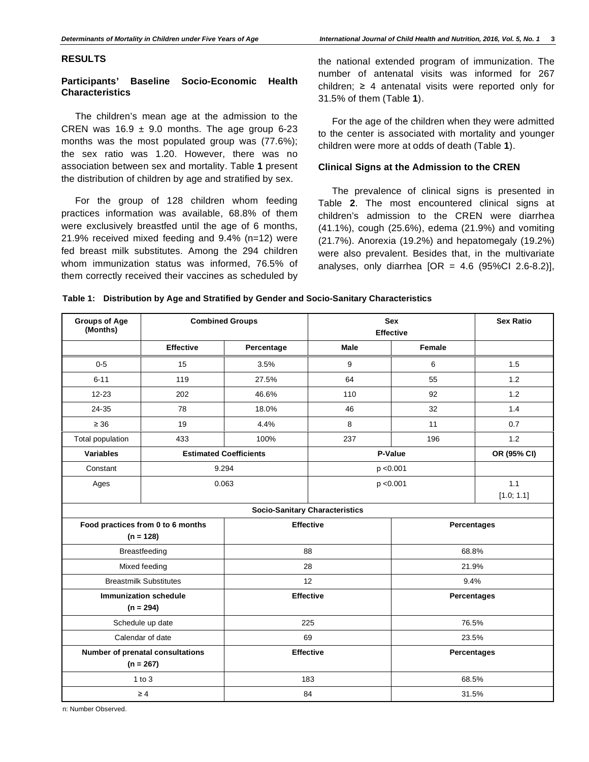## RESULTS

### Participants' Baseline Socio-Economic Health Characteristics

The children's mean age at the admission to the CREN was 16.9 ± 9.0 months. The age group 6-23 months was the most populated group was (77.6%); the sex ratio was 1.20. However, there was no association between sex and mortality. Table **1** present the distribution of children by age and stratified by sex.

For the group of 128 children whom feeding practices information was available, 68.8% of them were exclusively breastfed until the age of 6 months, 21.9% received mixed feeding and 9.4% (n=12) were fed breast milk substitutes. Among the 294 children whom immunization status was informed, 76.5% of them correctly received their vaccines as scheduled by the national extended program of immunization. The number of antenatal visits was informed for 267 children; ≥ 4 antenatal visits were reported only for 31.5% of them (Table **1**).

For the age of the children when they were admitted to the center is associated with mortality and younger children were more at odds of death (Table **1**).

### Clinical Signs at the Admission to the CREN

The prevalence of clinical signs is presented in Table **2**. The most encountered clinical signs at children's admission to the CREN were diarrhea (41.1%), cough (25.6%), edema (21.9%) and vomiting (21.7%). Anorexia (19.2%) and hepatomegaly (19.2%) were also prevalent. Besides that, in the multivariate analyses, only diarrhea [OR = 4.6 (95%CI 2.6-8.2)],

**Table 1: Distribution by Age and Stratified by Gender and Socio-Sanitary Characteristics**

| Groups of Age (Months) | Combined Groups | | Sex Effective | | Sex Ratio |
|---|---|---|---|---|---|
| | Effective | Percentage | Male | Female | |
| 0-5 | 15 | 3.5% | 9 | 6 | 1.5 |
| 6-11 | 119 | 27.5% | 64 | 55 | 1.2 |
| 12-23 | 202 | 46.6% | 110 | 92 | 1.2 |
| 24-35 | 78 | 18.0% | 46 | 32 | 1.4 |
| ≥ 36 | 19 | 4.4% | 8 | 11 | 0.7 |
| Total population | 433 | 100% | 237 | 196 | 1.2 |
| **Variables** | **Estimated Coefficients** | | **P-Value** | | **OR (95% CI)** |
| Constant | 9.294 | | p <0.001 | | |
| Ages | 0.063 | | p <0.001 | | 1.1 [1.0; 1.1] |
| **Socio-Sanitary Characteristics** | | | | | |
| **Food practices from 0 to 6 months (n = 128)** | | **Effective** | | **Percentages** | |
| Breastfeeding | | 88 | | 68.8% | |
| Mixed feeding | | 28 | | 21.9% | |
| Breastmilk Substitutes | | 12 | | 9.4% | |
| **Immunization schedule (n = 294)** | | **Effective** | | **Percentages** | |
| Schedule up date | | 225 | | 76.5% | |
| Calendar of date | | 69 | | 23.5% | |
| **Number of prenatal consultations (n = 267)** | | **Effective** | | **Percentages** | |
| 1 to 3 | | 183 | | 68.5% | |
| ≥ 4 | | 84 | | 31.5% | |

n: Number Observed.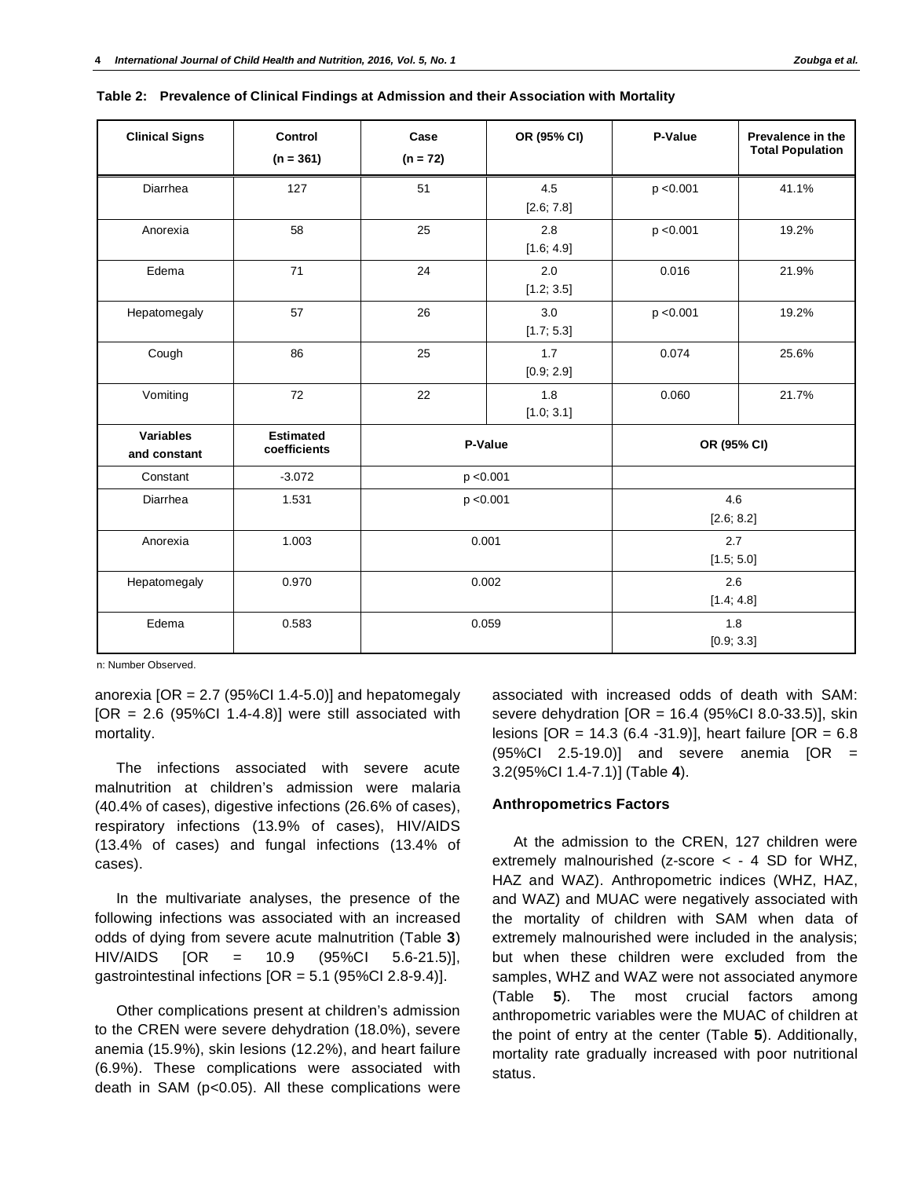**Table 2: Prevalence of Clinical Findings at Admission and their Association with Mortality**

| Clinical Signs | Control (n = 361) | Case (n = 72) | OR (95% CI) | P-Value | Prevalence in the Total Population |
|---|---|---|---|---|---|
| Diarrhea | 127 | 51 | 4.5 [2.6; 7.8] | p <0.001 | 41.1% |
| Anorexia | 58 | 25 | 2.8 [1.6; 4.9] | p <0.001 | 19.2% |
| Edema | 71 | 24 | 2.0 [1.2; 3.5] | 0.016 | 21.9% |
| Hepatomegaly | 57 | 26 | 3.0 [1.7; 5.3] | p <0.001 | 19.2% |
| Cough | 86 | 25 | 1.7 [0.9; 2.9] | 0.074 | 25.6% |
| Vomiting | 72 | 22 | 1.8 [1.0; 3.1] | 0.060 | 21.7% |
| **Variables and constant** | **Estimated coefficients** | **P-Value** | | **OR (95% CI)** | |
| Constant | -3.072 | p <0.001 | | | |
| Diarrhea | 1.531 | p <0.001 | | 4.6 [2.6; 8.2] | |
| Anorexia | 1.003 | 0.001 | | 2.7 [1.5; 5.0] | |
| Hepatomegaly | 0.970 | 0.002 | | 2.6 [1.4; 4.8] | |
| Edema | 0.583 | 0.059 | | 1.8 [0.9; 3.3] | |

n: Number Observed.

anorexia [OR = 2.7 (95%CI 1.4-5.0)] and hepatomegaly [OR = 2.6 (95%CI 1.4-4.8)] were still associated with mortality.

The infections associated with severe acute malnutrition at children's admission were malaria (40.4% of cases), digestive infections (26.6% of cases), respiratory infections (13.9% of cases), HIV/AIDS (13.4% of cases) and fungal infections (13.4% of cases).

In the multivariate analyses, the presence of the following infections was associated with an increased odds of dying from severe acute malnutrition (Table **3**) HIV/AIDS [OR = 10.9 (95%CI 5.6-21.5)], gastrointestinal infections [OR = 5.1 (95%CI 2.8-9.4)].

Other complications present at children's admission to the CREN were severe dehydration (18.0%), severe anemia (15.9%), skin lesions (12.2%), and heart failure (6.9%). These complications were associated with death in SAM ($p<0.05$). All these complications were associated with increased odds of death with SAM: severe dehydration [OR = 16.4 (95%CI 8.0-33.5)], skin lesions [OR = 14.3 (6.4 -31.9)], heart failure [OR = 6.8 (95%CI 2.5-19.0)] and severe anemia [OR = 3.2(95%CI 1.4-7.1)] (Table **4**).

### Anthropometrics Factors

At the admission to the CREN, 127 children were extremely malnourished (z-score < - 4 SD for WHZ, HAZ and WAZ). Anthropometric indices (WHZ, HAZ, and WAZ) and MUAC were negatively associated with the mortality of children with SAM when data of extremely malnourished were included in the analysis; but when these children were excluded from the samples, WHZ and WAZ were not associated anymore (Table **5**). The most crucial factors among anthropometric variables were the MUAC of children at the point of entry at the center (Table **5**). Additionally, mortality rate gradually increased with poor nutritional status.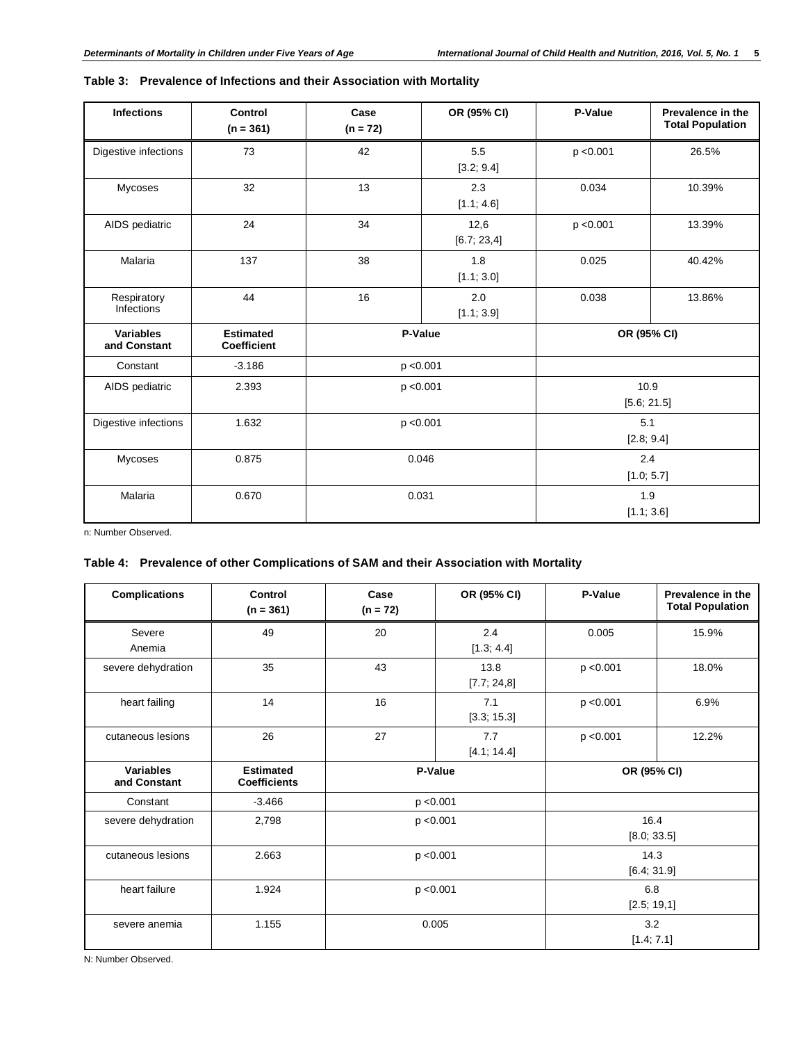**Table 3: Prevalence of Infections and their Association with Mortality**

| Infections | Control (n = 361) | Case (n = 72) | OR (95% CI) | P-Value | Prevalence in the Total Population |
|---|---|---|---|---|---|
| Digestive infections | 73 | 42 | 5.5 [3.2; 9.4] | p <0.001 | 26.5% |
| Mycoses | 32 | 13 | 2.3 [1.1; 4.6] | 0.034 | 10.39% |
| AIDS pediatric | 24 | 34 | 12,6 [6.7; 23,4] | p <0.001 | 13.39% |
| Malaria | 137 | 38 | 1.8 [1.1; 3.0] | 0.025 | 40.42% |
| Respiratory Infections | 44 | 16 | 2.0 [1.1; 3.9] | 0.038 | 13.86% |
| **Variables and Constant** | **Estimated Coefficient** | **P-Value** | | **OR (95% CI)** | |
| Constant | -3.186 | p <0.001 | | | |
| AIDS pediatric | 2.393 | p <0.001 | | 10.9 [5.6; 21.5] | |
| Digestive infections | 1.632 | p <0.001 | | 5.1 [2.8; 9.4] | |
| Mycoses | 0.875 | 0.046 | | 2.4 [1.0; 5.7] | |
| Malaria | 0.670 | 0.031 | | 1.9 [1.1; 3.6] | |

n: Number Observed.

**Table 4: Prevalence of other Complications of SAM and their Association with Mortality**

| Complications | Control (n = 361) | Case (n = 72) | OR (95% CI) | P-Value | Prevalence in the Total Population |
|---|---|---|---|---|---|
| Severe Anemia | 49 | 20 | 2.4 [1.3; 4.4] | 0.005 | 15.9% |
| severe dehydration | 35 | 43 | 13.8 [7.7; 24,8] | p <0.001 | 18.0% |
| heart failing | 14 | 16 | 7.1 [3.3; 15.3] | p <0.001 | 6.9% |
| cutaneous lesions | 26 | 27 | 7.7 [4.1; 14.4] | p <0.001 | 12.2% |
| **Variables and Constant** | **Estimated Coefficients** | **P-Value** | | **OR (95% CI)** | |
| Constant | -3.466 | p <0.001 | | | |
| severe dehydration | 2,798 | p <0.001 | | 16.4 [8.0; 33.5] | |
| cutaneous lesions | 2.663 | p <0.001 | | 14.3 [6.4; 31.9] | |
| heart failure | 1.924 | p <0.001 | | 6.8 [2.5; 19,1] | |
| severe anemia | 1.155 | 0.005 | | 3.2 [1.4; 7.1] | |

N: Number Observed.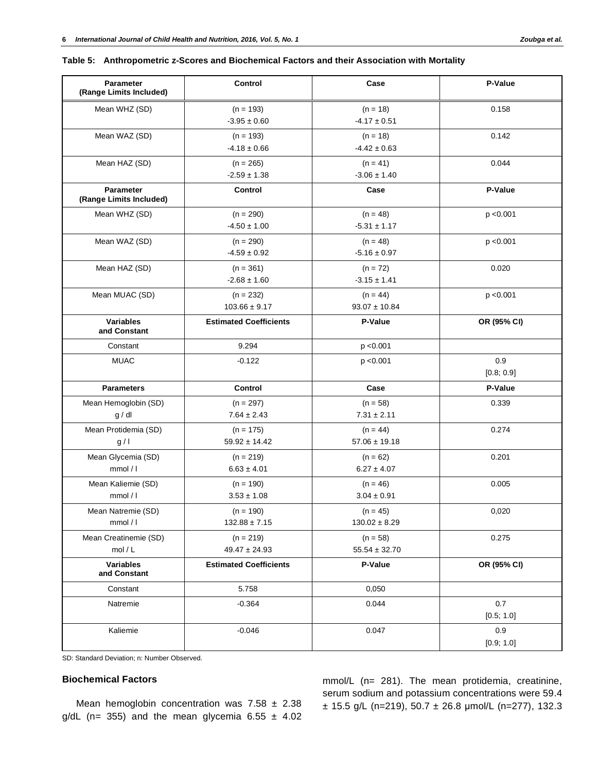**Table 5: Anthropometric z-Scores and Biochemical Factors and their Association with Mortality**

| Parameter (Range Limits Included) | Control | Case | P-Value |
|---|---|---|---|
| Mean WHZ (SD) | (n = 193) -3.95 ± 0.60 | (n = 18) -4.17 ± 0.51 | 0.158 |
| Mean WAZ (SD) | (n = 193) -4.18 ± 0.66 | (n = 18) -4.42 ± 0.63 | 0.142 |
| Mean HAZ (SD) | (n = 265) -2.59 ± 1.38 | (n = 41) -3.06 ± 1.40 | 0.044 |
| **Parameter (Range Limits Included)** | **Control** | **Case** | **P-Value** |
| Mean WHZ (SD) | (n = 290) -4.50 ± 1.00 | (n = 48) -5.31 ± 1.17 | p <0.001 |
| Mean WAZ (SD) | (n = 290) -4.59 ± 0.92 | (n = 48) -5.16 ± 0.97 | p <0.001 |
| Mean HAZ (SD) | (n = 361) -2.68 ± 1.60 | (n = 72) -3.15 ± 1.41 | 0.020 |
| Mean MUAC (SD) | (n = 232) 103.66 ± 9.17 | (n = 44) 93.07 ± 10.84 | p <0.001 |
| **Variables and Constant** | **Estimated Coefficients** | **P-Value** | **OR (95% CI)** |
| Constant | 9.294 | p <0.001 | |
| MUAC | -0.122 | p <0.001 | 0.9 [0.8; 0.9] |
| **Parameters** | **Control** | **Case** | **P-Value** |
| Mean Hemoglobin (SD) g / dl | (n = 297) 7.64 ± 2.43 | (n = 58) 7.31 ± 2.11 | 0.339 |
| Mean Protidemia (SD) g / l | (n = 175) 59.92 ± 14.42 | (n = 44) 57.06 ± 19.18 | 0.274 |
| Mean Glycemia (SD) mmol / l | (n = 219) 6.63 ± 4.01 | (n = 62) 6.27 ± 4.07 | 0.201 |
| Mean Kaliemie (SD) mmol / l | (n = 190) 3.53 ± 1.08 | (n = 46) 3.04 ± 0.91 | 0.005 |
| Mean Natremie (SD) mmol / l | (n = 190) 132.88 ± 7.15 | (n = 45) 130.02 ± 8.29 | 0,020 |
| Mean Creatinemie (SD) mol / L | (n = 219) 49.47 ± 24.93 | (n = 58) 55.54 ± 32.70 | 0.275 |
| **Variables and Constant** | **Estimated Coefficients** | **P-Value** | **OR (95% CI)** |
| Constant | 5.758 | 0,050 | |
| Natremie | -0.364 | 0.044 | 0.7 [0.5; 1.0] |
| Kaliemie | -0.046 | 0.047 | 0.9 [0.9; 1.0] |

SD: Standard Deviation; n: Number Observed.

### Biochemical Factors

Mean hemoglobin concentration was 7.58 ± 2.38 g/dL (n= 355) and the mean glycemia 6.55 ± 4.02 mmol/L (n= 281). The mean protidemia, creatinine, serum sodium and potassium concentrations were 59.4 ± 15.5 g/L (n=219), 50.7 ± 26.8 µmol/L (n=277), 132.3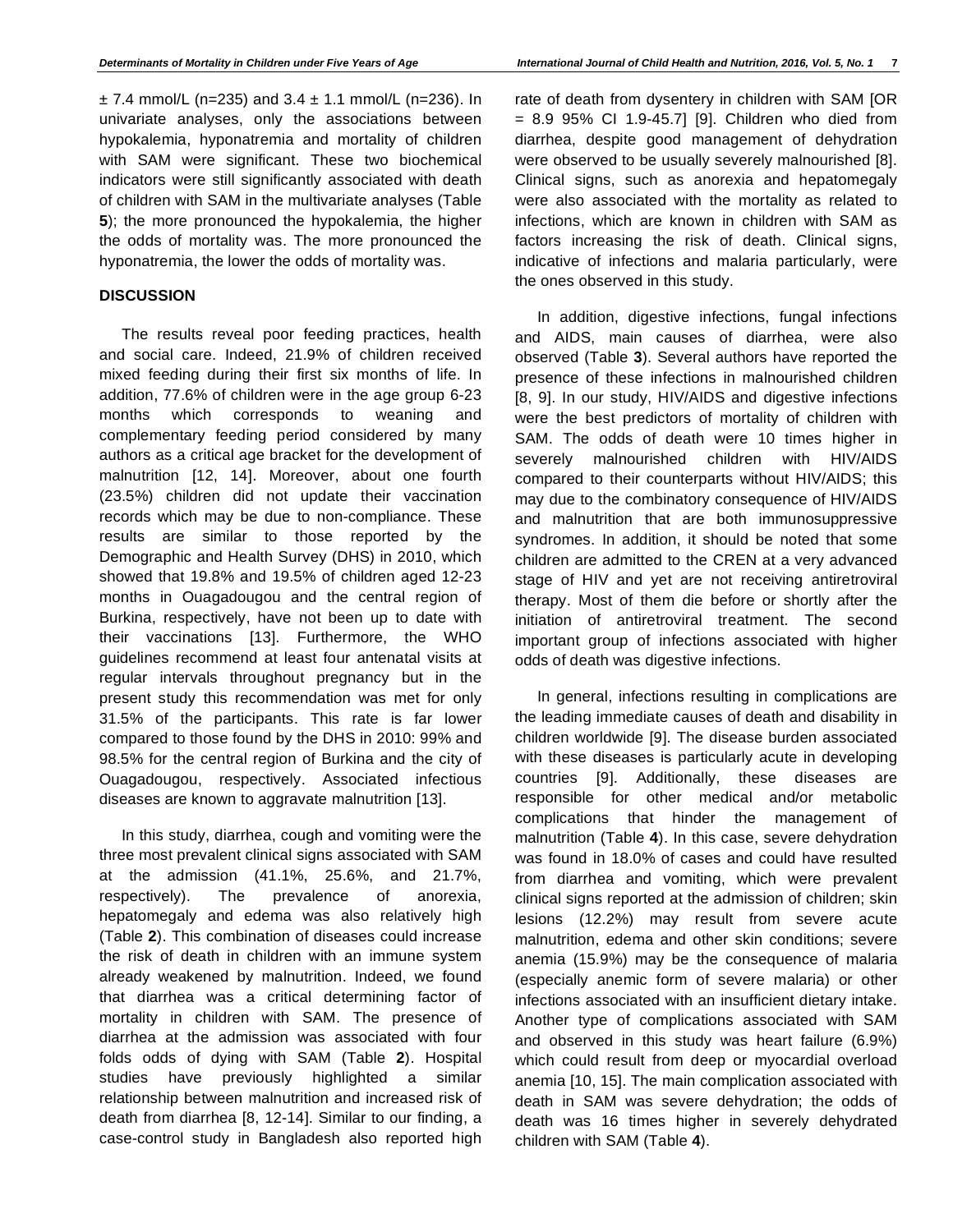± 7.4 mmol/L (n=235) and 3.4 ± 1.1 mmol/L (n=236). In univariate analyses, only the associations between hypokalemia, hyponatremia and mortality of children with SAM were significant. These two biochemical indicators were still significantly associated with death of children with SAM in the multivariate analyses (Table **5**); the more pronounced the hypokalemia, the higher the odds of mortality was. The more pronounced the hyponatremia, the lower the odds of mortality was.

## DISCUSSION

The results reveal poor feeding practices, health and social care. Indeed, 21.9% of children received mixed feeding during their first six months of life. In addition, 77.6% of children were in the age group 6-23 months which corresponds to weaning and complementary feeding period considered by many authors as a critical age bracket for the development of malnutrition [12, 14]. Moreover, about one fourth (23.5%) children did not update their vaccination records which may be due to non-compliance. These results are similar to those reported by the Demographic and Health Survey (DHS) in 2010, which showed that 19.8% and 19.5% of children aged 12-23 months in Ouagadougou and the central region of Burkina, respectively, have not been up to date with their vaccinations [13]. Furthermore, the WHO guidelines recommend at least four antenatal visits at regular intervals throughout pregnancy but in the present study this recommendation was met for only 31.5% of the participants. This rate is far lower compared to those found by the DHS in 2010: 99% and 98.5% for the central region of Burkina and the city of Ouagadougou, respectively. Associated infectious diseases are known to aggravate malnutrition [13].

In this study, diarrhea, cough and vomiting were the three most prevalent clinical signs associated with SAM at the admission (41.1%, 25.6%, and 21.7%, respectively). The prevalence of anorexia, hepatomegaly and edema was also relatively high (Table **2**). This combination of diseases could increase the risk of death in children with an immune system already weakened by malnutrition. Indeed, we found that diarrhea was a critical determining factor of mortality in children with SAM. The presence of diarrhea at the admission was associated with four folds odds of dying with SAM (Table **2**). Hospital studies have previously highlighted a similar relationship between malnutrition and increased risk of death from diarrhea [8, 12-14]. Similar to our finding, a case-control study in Bangladesh also reported high rate of death from dysentery in children with SAM [OR = 8.9 95% CI 1.9-45.7] [9]. Children who died from diarrhea, despite good management of dehydration were observed to be usually severely malnourished [8]. Clinical signs, such as anorexia and hepatomegaly were also associated with the mortality as related to infections, which are known in children with SAM as factors increasing the risk of death. Clinical signs, indicative of infections and malaria particularly, were the ones observed in this study.

In addition, digestive infections, fungal infections and AIDS, main causes of diarrhea, were also observed (Table **3**). Several authors have reported the presence of these infections in malnourished children [8, 9]. In our study, HIV/AIDS and digestive infections were the best predictors of mortality of children with SAM. The odds of death were 10 times higher in severely malnourished children with HIV/AIDS compared to their counterparts without HIV/AIDS; this may due to the combinatory consequence of HIV/AIDS and malnutrition that are both immunosuppressive syndromes. In addition, it should be noted that some children are admitted to the CREN at a very advanced stage of HIV and yet are not receiving antiretroviral therapy. Most of them die before or shortly after the initiation of antiretroviral treatment. The second important group of infections associated with higher odds of death was digestive infections.

In general, infections resulting in complications are the leading immediate causes of death and disability in children worldwide [9]. The disease burden associated with these diseases is particularly acute in developing countries [9]. Additionally, these diseases are responsible for other medical and/or metabolic complications that hinder the management of malnutrition (Table **4**). In this case, severe dehydration was found in 18.0% of cases and could have resulted from diarrhea and vomiting, which were prevalent clinical signs reported at the admission of children; skin lesions (12.2%) may result from severe acute malnutrition, edema and other skin conditions; severe anemia (15.9%) may be the consequence of malaria (especially anemic form of severe malaria) or other infections associated with an insufficient dietary intake. Another type of complications associated with SAM and observed in this study was heart failure (6.9%) which could result from deep or myocardial overload anemia [10, 15]. The main complication associated with death in SAM was severe dehydration; the odds of death was 16 times higher in severely dehydrated children with SAM (Table **4**).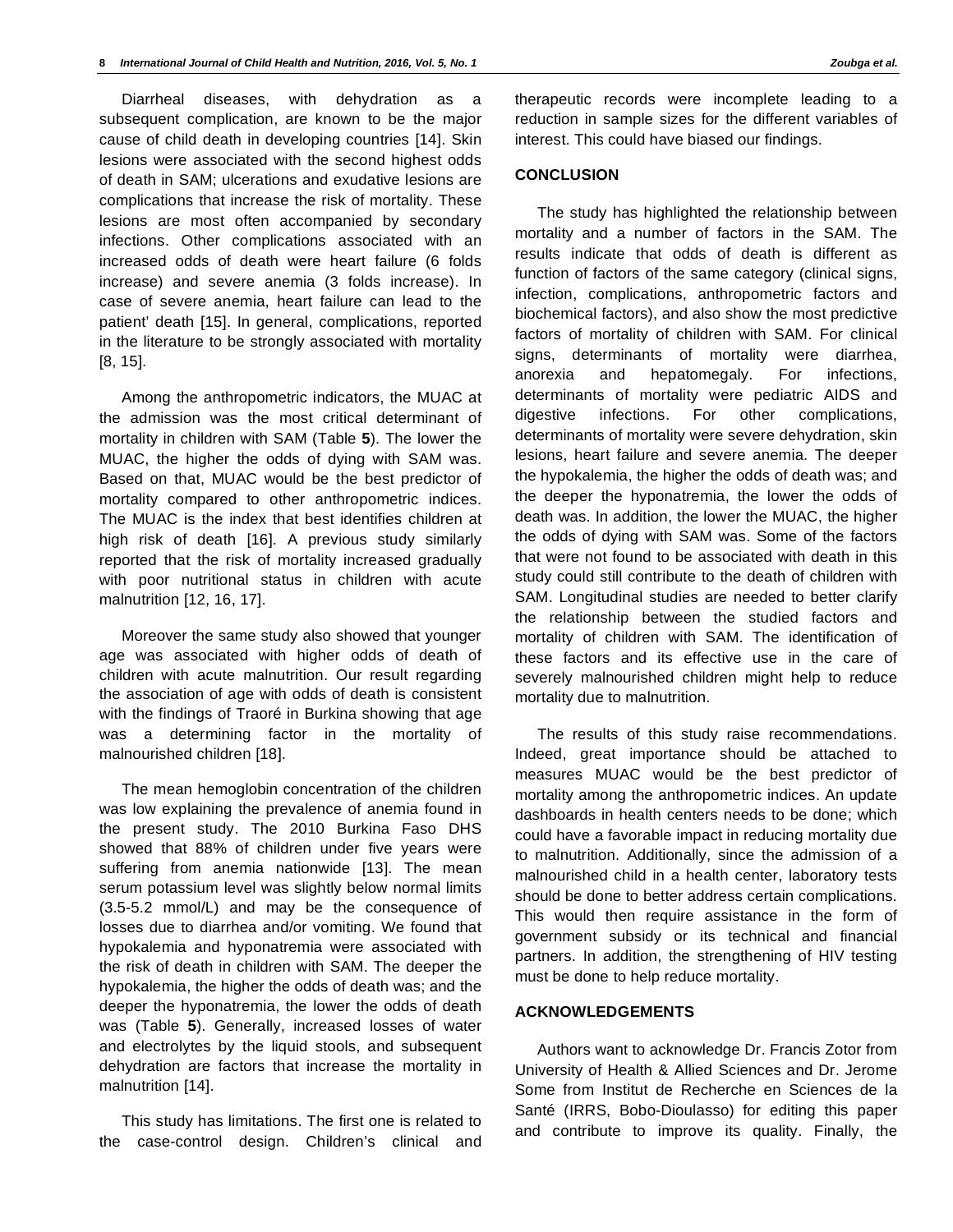Diarrheal diseases, with dehydration as a subsequent complication, are known to be the major cause of child death in developing countries [14]. Skin lesions were associated with the second highest odds of death in SAM; ulcerations and exudative lesions are complications that increase the risk of mortality. These lesions are most often accompanied by secondary infections. Other complications associated with an increased odds of death were heart failure (6 folds increase) and severe anemia (3 folds increase). In case of severe anemia, heart failure can lead to the patient' death [15]. In general, complications, reported in the literature to be strongly associated with mortality [8, 15].

Among the anthropometric indicators, the MUAC at the admission was the most critical determinant of mortality in children with SAM (Table **5**). The lower the MUAC, the higher the odds of dying with SAM was. Based on that, MUAC would be the best predictor of mortality compared to other anthropometric indices. The MUAC is the index that best identifies children at high risk of death [16]. A previous study similarly reported that the risk of mortality increased gradually with poor nutritional status in children with acute malnutrition [12, 16, 17].

Moreover the same study also showed that younger age was associated with higher odds of death of children with acute malnutrition. Our result regarding the association of age with odds of death is consistent with the findings of Traoré in Burkina showing that age was a determining factor in the mortality of malnourished children [18].

The mean hemoglobin concentration of the children was low explaining the prevalence of anemia found in the present study. The 2010 Burkina Faso DHS showed that 88% of children under five years were suffering from anemia nationwide [13]. The mean serum potassium level was slightly below normal limits (3.5-5.2 mmol/L) and may be the consequence of losses due to diarrhea and/or vomiting. We found that hypokalemia and hyponatremia were associated with the risk of death in children with SAM. The deeper the hypokalemia, the higher the odds of death was; and the deeper the hyponatremia, the lower the odds of death was (Table **5**). Generally, increased losses of water and electrolytes by the liquid stools, and subsequent dehydration are factors that increase the mortality in malnutrition [14].

This study has limitations. The first one is related to the case-control design. Children's clinical and therapeutic records were incomplete leading to a reduction in sample sizes for the different variables of interest. This could have biased our findings.

## CONCLUSION

The study has highlighted the relationship between mortality and a number of factors in the SAM. The results indicate that odds of death is different as function of factors of the same category (clinical signs, infection, complications, anthropometric factors and biochemical factors), and also show the most predictive factors of mortality of children with SAM. For clinical signs, determinants of mortality were diarrhea, anorexia and hepatomegaly. For infections, determinants of mortality were pediatric AIDS and digestive infections. For other complications, determinants of mortality were severe dehydration, skin lesions, heart failure and severe anemia. The deeper the hypokalemia, the higher the odds of death was; and the deeper the hyponatremia, the lower the odds of death was. In addition, the lower the MUAC, the higher the odds of dying with SAM was. Some of the factors that were not found to be associated with death in this study could still contribute to the death of children with SAM. Longitudinal studies are needed to better clarify the relationship between the studied factors and mortality of children with SAM. The identification of these factors and its effective use in the care of severely malnourished children might help to reduce mortality due to malnutrition.

The results of this study raise recommendations. Indeed, great importance should be attached to measures MUAC would be the best predictor of mortality among the anthropometric indices. An update dashboards in health centers needs to be done; which could have a favorable impact in reducing mortality due to malnutrition. Additionally, since the admission of a malnourished child in a health center, laboratory tests should be done to better address certain complications. This would then require assistance in the form of government subsidy or its technical and financial partners. In addition, the strengthening of HIV testing must be done to help reduce mortality.

## ACKNOWLEDGEMENTS

Authors want to acknowledge Dr. Francis Zotor from University of Health & Allied Sciences and Dr. Jerome Some from Institut de Recherche en Sciences de la Santé (IRRS, Bobo-Dioulasso) for editing this paper and contribute to improve its quality. Finally, the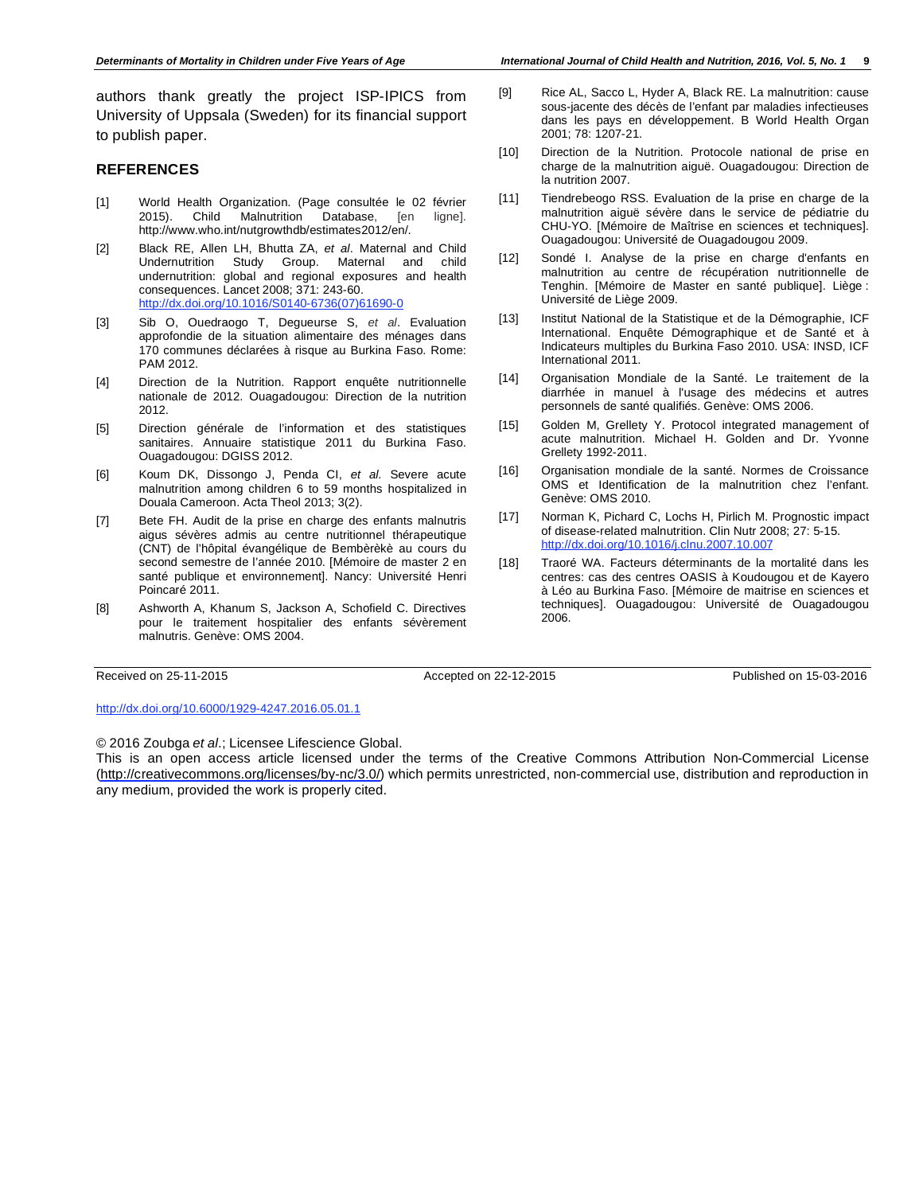authors thank greatly the project ISP-IPICS from University of Uppsala (Sweden) for its financial support to publish paper.

## REFERENCES

[1] World Health Organization. (Page consultée le 02 février 2015). Child Malnutrition Database, [en ligne]. http://www.who.int/nutgrowthdb/estimates2012/en/.

[2] Black RE, Allen LH, Bhutta ZA, *et al*. Maternal and Child Undernutrition Study Group. Maternal and child undernutrition: global and regional exposures and health consequences. Lancet 2008; 371: 243-60. http://dx.doi.org/10.1016/S0140-6736(07)61690-0

[3] Sib O, Ouedraogo T, Degueurse S, *et al*. Evaluation approfondie de la situation alimentaire des ménages dans 170 communes déclarées à risque au Burkina Faso. Rome: PAM 2012.

[4] Direction de la Nutrition. Rapport enquête nutritionnelle nationale de 2012. Ouagadougou: Direction de la nutrition 2012.

[5] Direction générale de l'information et des statistiques sanitaires. Annuaire statistique 2011 du Burkina Faso. Ouagadougou: DGISS 2012.

[6] Koum DK, Dissongo J, Penda CI, *et al.* Severe acute malnutrition among children 6 to 59 months hospitalized in Douala Cameroon. Acta Theol 2013; 3(2).

[7] Bete FH. Audit de la prise en charge des enfants malnutris aigus sévères admis au centre nutritionnel thérapeutique (CNT) de l'hôpital évangélique de Bembèrèkè au cours du second semestre de l'année 2010. [Mémoire de master 2 en santé publique et environnement]. Nancy: Université Henri Poincaré 2011.

[8] Ashworth A, Khanum S, Jackson A, Schofield C. Directives pour le traitement hospitalier des enfants sévèrement malnutris. Genève: OMS 2004.

[9] Rice AL, Sacco L, Hyder A, Black RE. La malnutrition: cause sous-jacente des décès de l'enfant par maladies infectieuses dans les pays en développement. B World Health Organ 2001; 78: 1207-21.

[10] Direction de la Nutrition. Protocole national de prise en charge de la malnutrition aiguë. Ouagadougou: Direction de la nutrition 2007.

[11] Tiendrebeogo RSS. Evaluation de la prise en charge de la malnutrition aiguë sévère dans le service de pédiatrie du CHU-YO. [Mémoire de Maîtrise en sciences et techniques]. Ouagadougou: Université de Ouagadougou 2009.

[12] Sondé I. Analyse de la prise en charge d'enfants en malnutrition au centre de récupération nutritionnelle de Tenghin. [Mémoire de Master en santé publique]. Liège : Université de Liège 2009.

[13] Institut National de la Statistique et de la Démographie, ICF International. Enquête Démographique et de Santé et à Indicateurs multiples du Burkina Faso 2010. USA: INSD, ICF International 2011.

[14] Organisation Mondiale de la Santé. Le traitement de la diarrhée in manuel à l'usage des médecins et autres personnels de santé qualifiés. Genève: OMS 2006.

[15] Golden M, Grellety Y. Protocol integrated management of acute malnutrition. Michael H. Golden and Dr. Yvonne Grellety 1992-2011.

[16] Organisation mondiale de la santé. Normes de Croissance OMS et Identification de la malnutrition chez l'enfant. Genève: OMS 2010.

[17] Norman K, Pichard C, Lochs H, Pirlich M. Prognostic impact of disease-related malnutrition. Clin Nutr 2008; 27: 5-15. http://dx.doi.org/10.1016/j.clnu.2007.10.007

[18] Traoré WA. Facteurs déterminants de la mortalité dans les centres: cas des centres OASIS à Koudougou et de Kayero à Léo au Burkina Faso. [Mémoire de maitrise en sciences et techniques]. Ouagadougou: Université de Ouagadougou 2006.

Received on 25-11-2015 Accepted on 22-12-2015 Published on 15-03-2016

http://dx.doi.org/10.6000/1929-4247.2016.05.01.1

© 2016 Zoubga *et al*.; Licensee Lifescience Global.
This is an open access article licensed under the terms of the Creative Commons Attribution Non-Commercial License (http://creativecommons.org/licenses/by-nc/3.0/) which permits unrestricted, non-commercial use, distribution and reproduction in any medium, provided the work is properly cited.